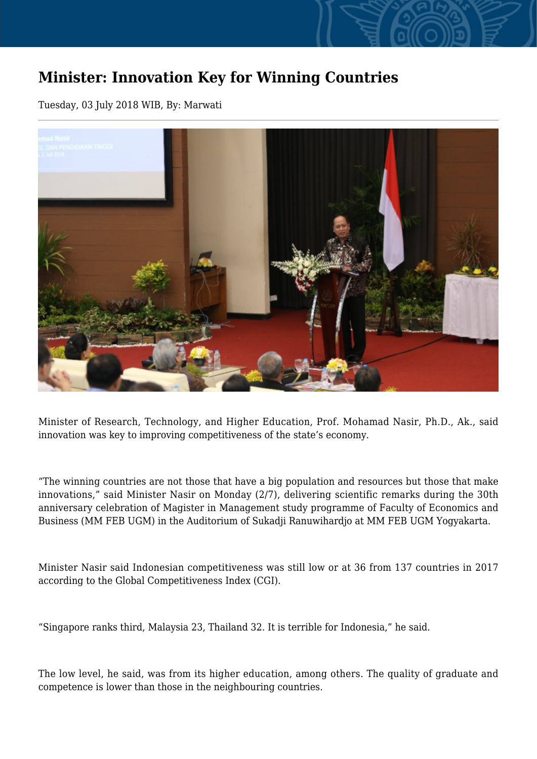# Minister: Innovation Key for Winning Countries

Tuesday, 03 July 2018 WIB, By: Marwati

Minister of Research, Technology, and Higher Education, Prof. Mohamad Nasir, Ph.D., Ak., said innovation was key to improving competitiveness of the state's economy.

"The winning countries are not those that have a big population and resources but those that make innovations," said Minister Nasir on Monday (2/7), delivering scientific remarks during the 30th anniversary celebration of Magister in Management study programme of Faculty of Economics and Business (MM FEB UGM) in the Auditorium of Sukadji Ranuwihardjo at MM FEB UGM Yogyakarta.

Minister Nasir said Indonesian competitiveness was still low or at 36 from 137 countries in 2017 according to the Global Competitiveness Index (CGI).

"Singapore ranks third, Malaysia 23, Thailand 32. It is terrible for Indonesia," he said.

The low level, he said, was from its higher education, among others. The quality of graduate and competence is lower than those in the neighbouring countries.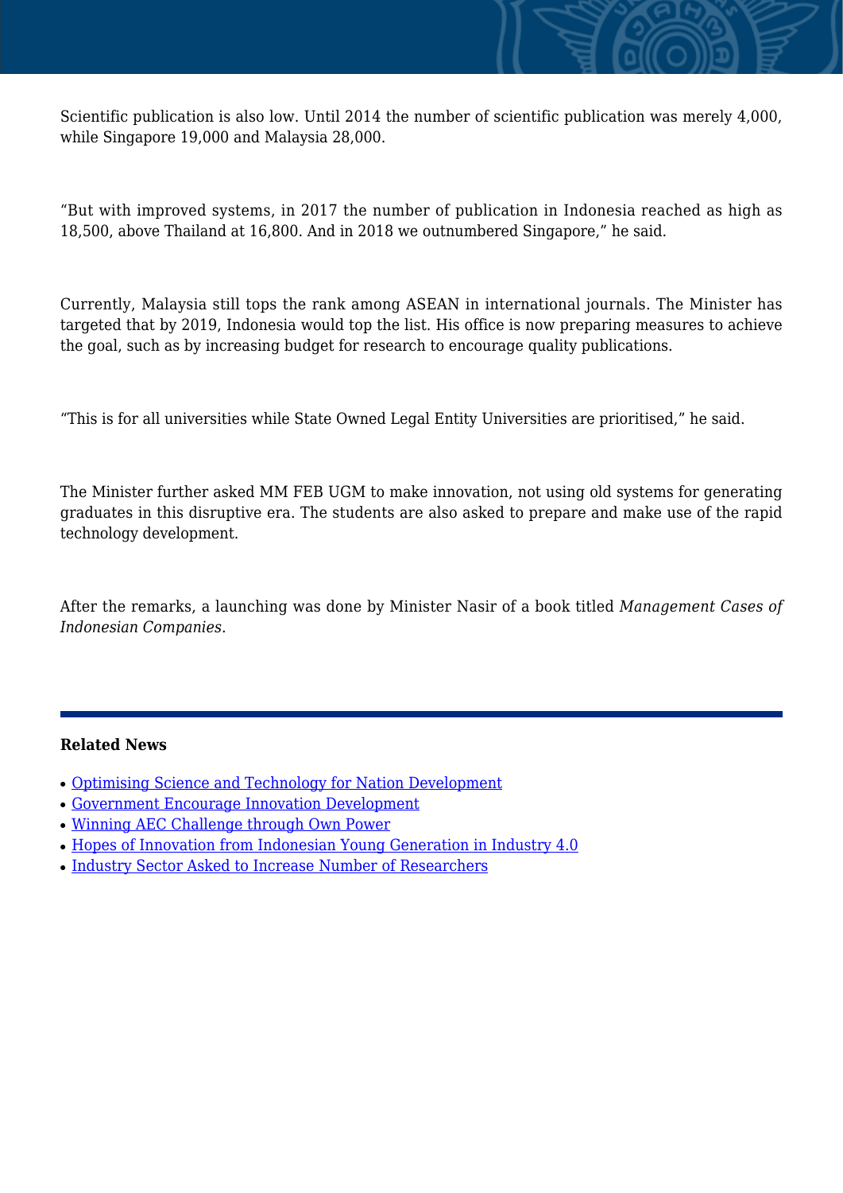Scientific publication is also low. Until 2014 the number of scientific publication was merely 4,000, while Singapore 19,000 and Malaysia 28,000.

“But with improved systems, in 2017 the number of publication in Indonesia reached as high as 18,500, above Thailand at 16,800. And in 2018 we outnumbered Singapore,” he said.

Currently, Malaysia still tops the rank among ASEAN in international journals. The Minister has targeted that by 2019, Indonesia would top the list. His office is now preparing measures to achieve the goal, such as by increasing budget for research to encourage quality publications.

“This is for all universities while State Owned Legal Entity Universities are prioritised,” he said.

The Minister further asked MM FEB UGM to make innovation, not using old systems for generating graduates in this disruptive era. The students are also asked to prepare and make use of the rapid technology development.

After the remarks, a launching was done by Minister Nasir of a book titled *Management Cases of Indonesian Companies*.

---

**Related News**

- Optimising Science and Technology for Nation Development
- Government Encourage Innovation Development
- Winning AEC Challenge through Own Power
- Hopes of Innovation from Indonesian Young Generation in Industry 4.0
- Industry Sector Asked to Increase Number of Researchers